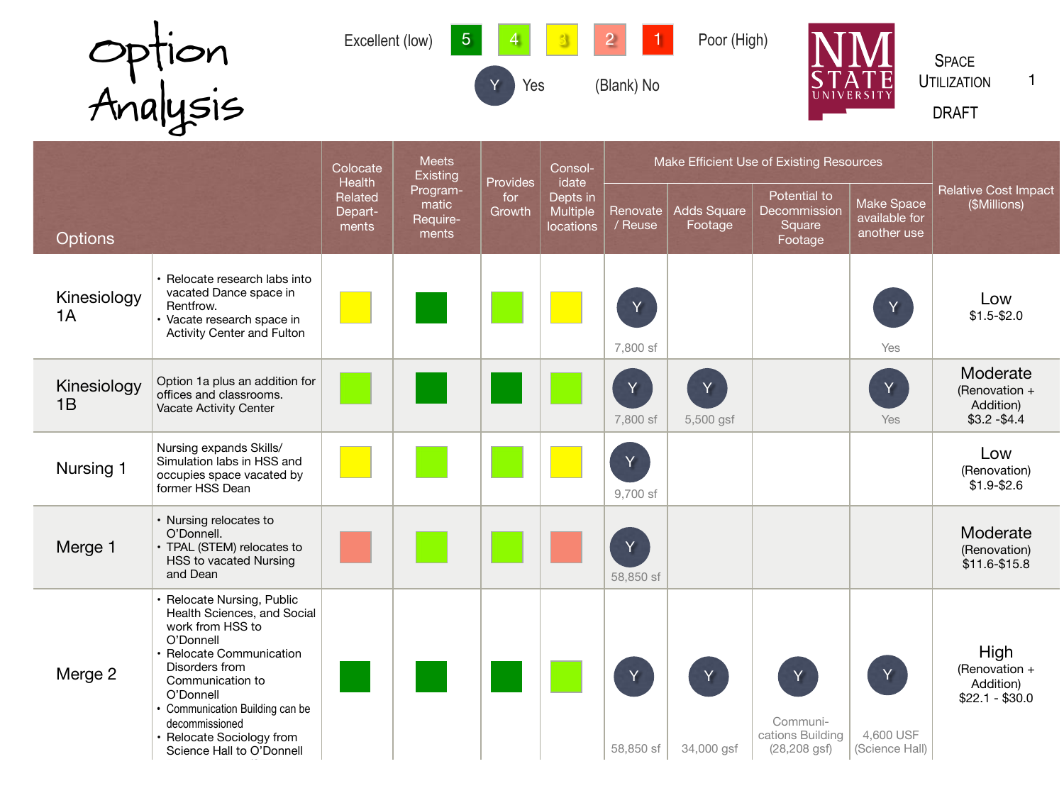# Option Analysis

Excellent (low) 5 4 3 2 1 Poor (High)

Y Yes (Blank) No

NM STATE UNIVERSITY

SPACE UTILIZATION

DRAFT

| Options | | Colocate Health Related Departments | Meets Existing Programmatic Requirements | Provides for Growth | Consolidate Depts in Multiple locations | Make Efficient Use of Existing Resources | | | | Relative Cost Impact ($Millions) |
|---|---|---|---|---|---|---|---|---|---|---|
| | | | | | | Renovate / Reuse | Adds Square Footage | Potential to Decommission Square Footage | Make Space available for another use | |
| Kinesiology 1A | • Relocate research labs into vacated Dance space in Rentfrow.<br>• Vacate research space in Activity Center and Fulton | 3 | 5 | 4 | 3 | Y 7,800 sf | | | Y Yes | Low $1.5-$2.0 |
| Kinesiology 1B | Option 1a plus an addition for offices and classrooms. Vacate Activity Center | 4 | 5 | 5 | 4 | Y 7,800 sf | Y 5,500 gsf | | Y Yes | Moderate (Renovation + Addition) $3.2 -$4.4 |
| Nursing 1 | Nursing expands Skills/ Simulation labs in HSS and occupies space vacated by former HSS Dean | 3 | 4 | 4 | 3 | Y 9,700 sf | | | | Low (Renovation) $1.9-$2.6 |
| Merge 1 | • Nursing relocates to O'Donnell.<br>• TPAL (STEM) relocates to HSS to vacated Nursing and Dean | 2 | 4 | 4 | 2 | Y 58,850 sf | | | | Moderate (Renovation) $11.6-$15.8 |
| Merge 2 | • Relocate Nursing, Public Health Sciences, and Social work from HSS to O'Donnell<br>• Relocate Communication Disorders from Communication to O'Donnell<br>• Communication Building can be decommissioned<br>• Relocate Sociology from Science Hall to O'Donnell | 5 | 5 | 5 | 4 | Y 58,850 sf | Y 34,000 gsf | Y Communications Building (28,208 gsf) | Y 4,600 USF (Science Hall) | High (Renovation + Addition) $22.1 - $30.0 |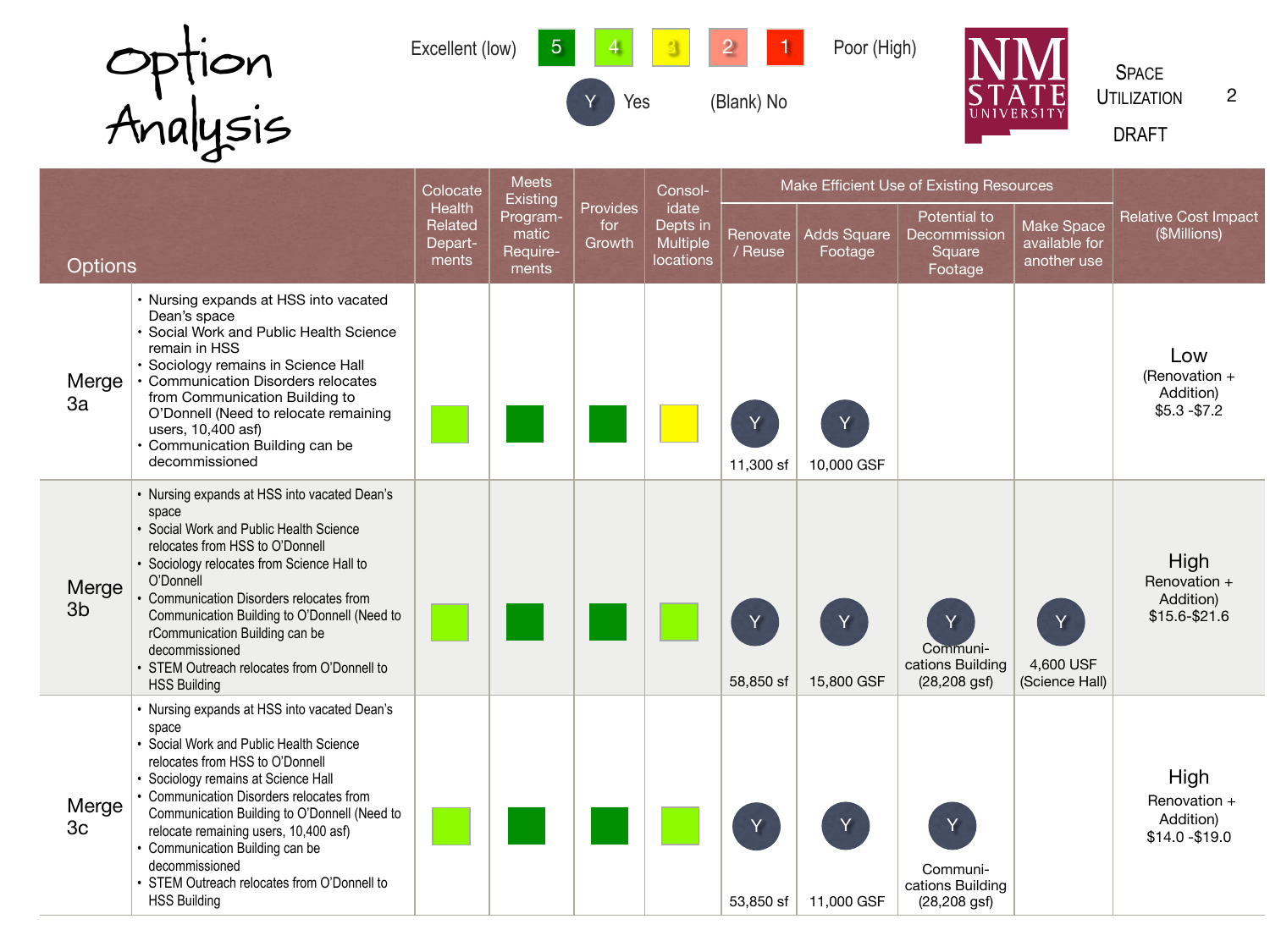# Option Analysis

Excellent (low) 5 4 3 2 1 Poor (High)

Y Yes (Blank) No

Space Utilization

DRAFT

| Options | | Colocate Health Related Departments | Meets Existing Programmatic Requirements | Provides for Growth | Consolidate Depts in Multiple locations | Make Efficient Use of Existing Resources | | | | Relative Cost Impact ($Millions) |
|---|---|---|---|---|---|---|---|---|---|---|
| | | | | | | Renovate / Reuse | Adds Square Footage | Potential to Decommission Square Footage | Make Space available for another use | |
| Merge 3a | • Nursing expands at HSS into vacated Dean's space<br>• Social Work and Public Health Science remain in HSS<br>• Sociology remains in Science Hall<br>• Communication Disorders relocates from Communication Building to O'Donnell (Need to relocate remaining users, 10,400 asf)<br>• Communication Building can be decommissioned | 4 | 5 | 5 | 3 | Y<br>11,300 sf | Y<br>10,000 GSF | | | Low<br>(Renovation + Addition)<br>$5.3 -$7.2 |
| Merge 3b | • Nursing expands at HSS into vacated Dean's space<br>• Social Work and Public Health Science relocates from HSS to O'Donnell<br>• Sociology relocates from Science Hall to O'Donnell<br>• Communication Disorders relocates from Communication Building to O'Donnell (Need to rCommunication Building can be decommissioned<br>• STEM Outreach relocates from O'Donnell to HSS Building | 4 | 5 | 5 | 4 | Y<br>58,850 sf | Y<br>15,800 GSF | Y<br>Communications Building (28,208 gsf) | Y<br>4,600 USF (Science Hall) | High<br>Renovation + Addition)<br>$15.6-$21.6 |
| Merge 3c | • Nursing expands at HSS into vacated Dean's space<br>• Social Work and Public Health Science relocates from HSS to O'Donnell<br>• Sociology remains at Science Hall<br>• Communication Disorders relocates from Communication Building to O'Donnell (Need to relocate remaining users, 10,400 asf)<br>• Communication Building can be decommissioned<br>• STEM Outreach relocates from O'Donnell to HSS Building | 4 | 5 | 5 | 4 | Y<br>53,850 sf | Y<br>11,000 GSF | Y<br>Communications Building (28,208 gsf) | | High<br>Renovation + Addition)<br>$14.0 -$19.0 |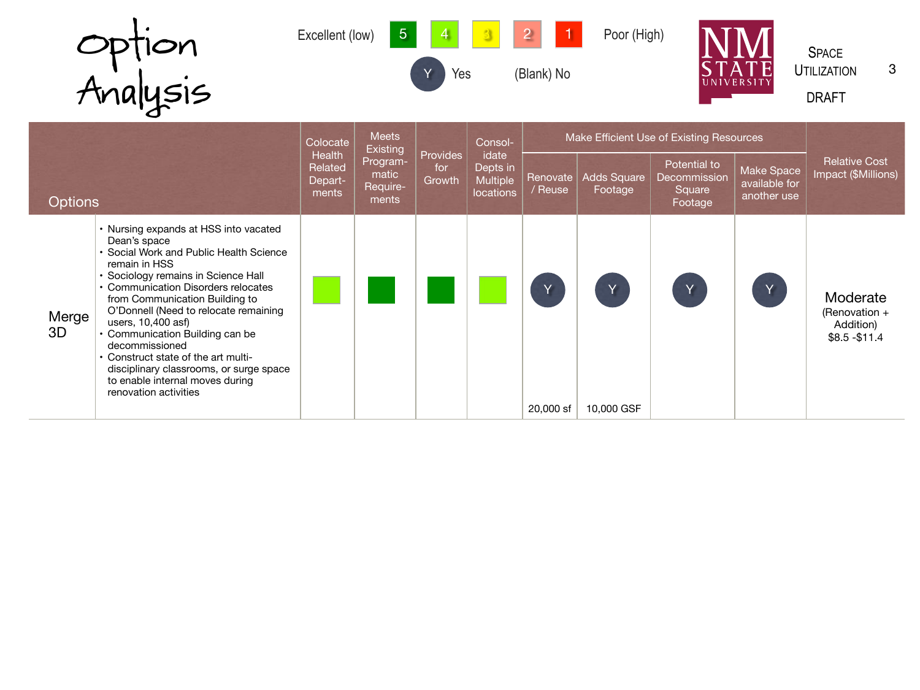# Option Analysis

Excellent (low) 5 4 3 2 1 Poor (High)

Y Yes (Blank) No

SPACE UTILIZATION

DRAFT

| Options | | Colocate Health Related Departments | Meets Existing Programmatic Requirements | Provides for Growth | Consolidate Depts in Multiple locations | Make Efficient Use of Existing Resources | | | | Relative Cost Impact ($Millions) |
|---|---|---|---|---|---|---|---|---|---|---|
| | | | | | | Renovate / Reuse | Adds Square Footage | Potential to Decommission Square Footage | Make Space available for another use | |
| Merge 3D | • Nursing expands at HSS into vacated Dean's space<br>• Social Work and Public Health Science remain in HSS<br>• Sociology remains in Science Hall<br>• Communication Disorders relocates from Communication Building to O'Donnell (Need to relocate remaining users, 10,400 asf)<br>• Communication Building can be decommissioned<br>• Construct state of the art multi-disciplinary classrooms, or surge space to enable internal moves during renovation activities | 4 | 5 | 5 | 4 | Y<br>20,000 sf | Y<br>10,000 GSF | Y | Y | Moderate (Renovation + Addition) $8.5 -$11.4 |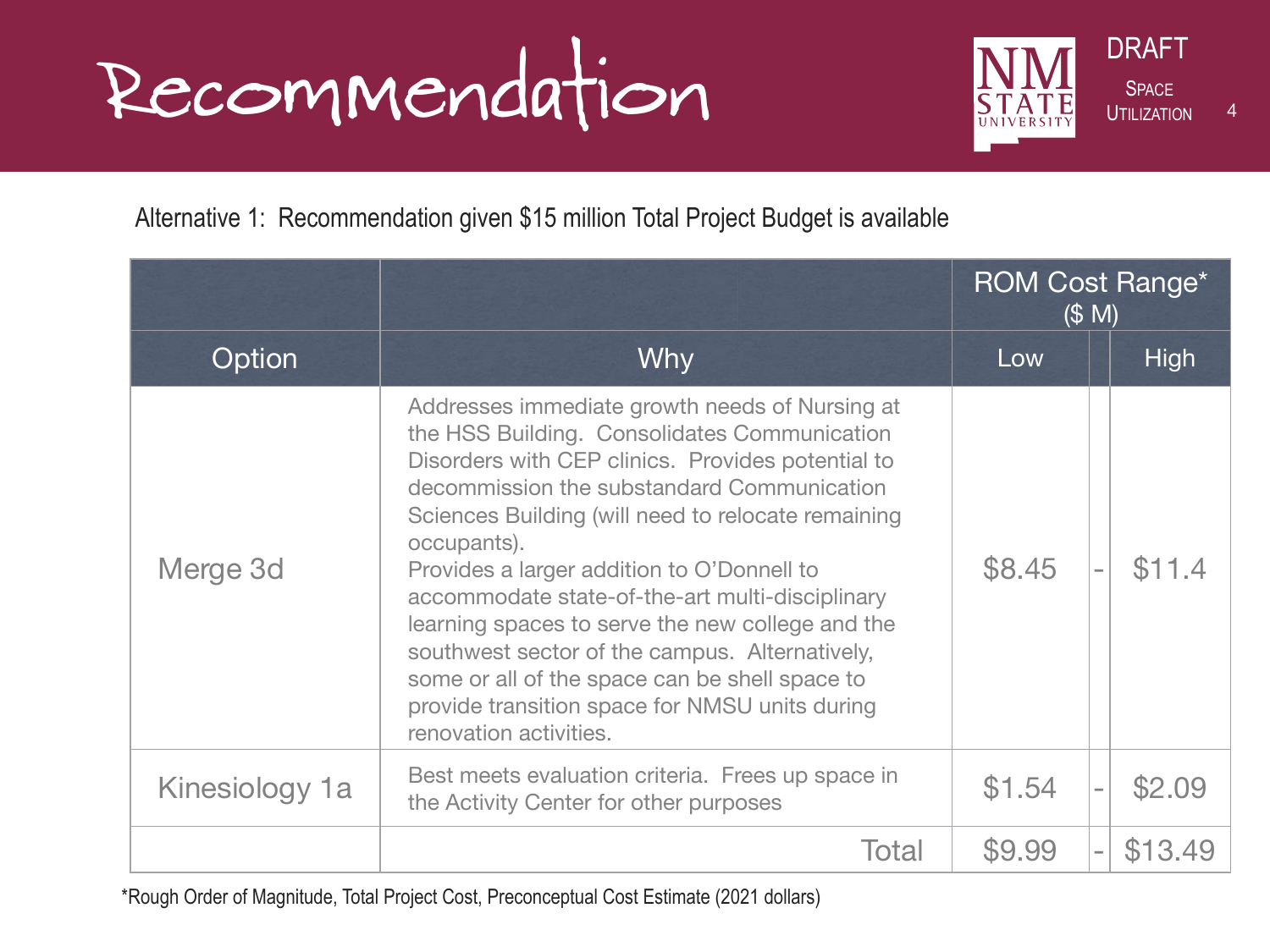# Recommendation

DRAFT

Space Utilization

Alternative 1: Recommendation given $15 million Total Project Budget is available

| | | ROM Cost Range* ($ M) | | |
|---|---|---|---|---|
| Option | Why | Low | | High |
| Merge 3d | Addresses immediate growth needs of Nursing at the HSS Building. Consolidates Communication Disorders with CEP clinics. Provides potential to decommission the substandard Communication Sciences Building (will need to relocate remaining occupants).<br>Provides a larger addition to O'Donnell to accommodate state-of-the-art multi-disciplinary learning spaces to serve the new college and the southwest sector of the campus. Alternatively, some or all of the space can be shell space to provide transition space for NMSU units during renovation activities. | $8.45 | - | $11.4 |
| Kinesiology 1a | Best meets evaluation criteria. Frees up space in the Activity Center for other purposes | $1.54 | - | $2.09 |
| | Total | $9.99 | - | $13.49 |

*Rough Order of Magnitude, Total Project Cost, Preconceptual Cost Estimate (2021 dollars)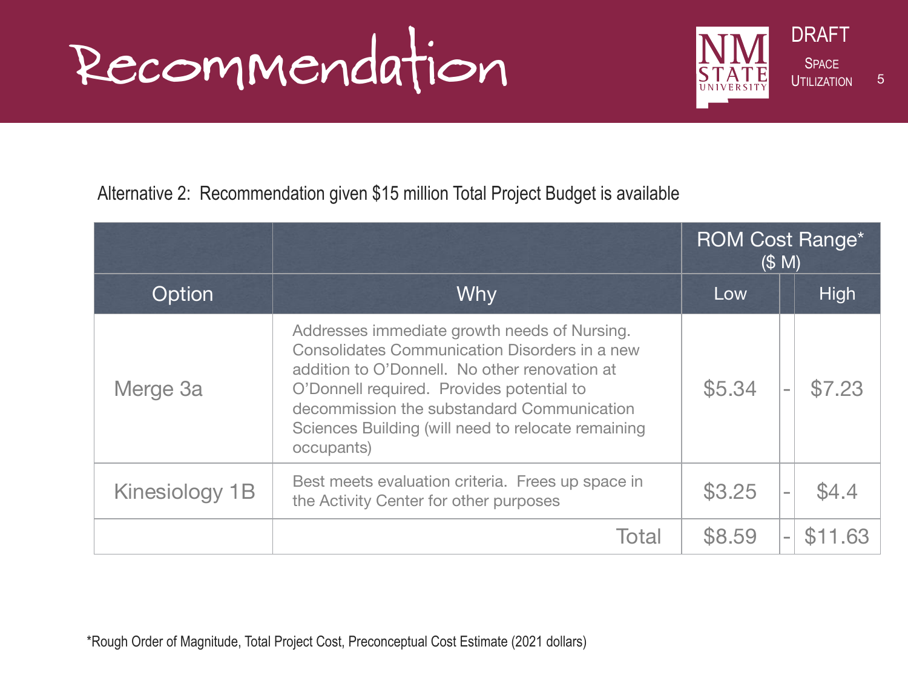# Recommendation

DRAFT

Space Utilization

Alternative 2: Recommendation given $15 million Total Project Budget is available

| | | ROM Cost Range* ($ M) | | |
|---|---|---|---|---|
| Option | Why | Low | | High |
| Merge 3a | Addresses immediate growth needs of Nursing. Consolidates Communication Disorders in a new addition to O'Donnell. No other renovation at O'Donnell required. Provides potential to decommission the substandard Communication Sciences Building (will need to relocate remaining occupants) | $5.34 | - | $7.23 |
| Kinesiology 1B | Best meets evaluation criteria. Frees up space in the Activity Center for other purposes | $3.25 | - | $4.4 |
| | Total | $8.59 | - | $11.63 |

*Rough Order of Magnitude, Total Project Cost, Preconceptual Cost Estimate (2021 dollars)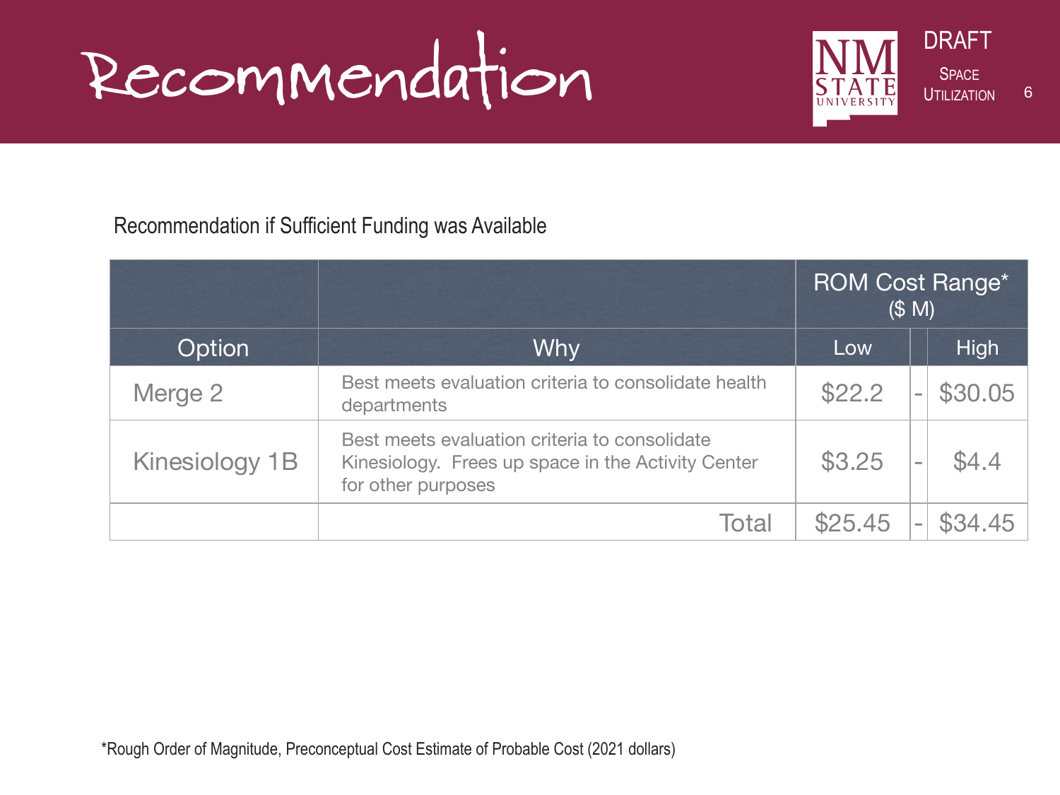# Recommendation

Recommendation if Sufficient Funding was Available

| | | ROM Cost Range* ($ M) | | |
|---|---|---|---|---|
| **Option** | **Why** | **Low** | | **High** |
| Merge 2 | Best meets evaluation criteria to consolidate health departments | $22.2 | - | $30.05 |
| Kinesiology 1B | Best meets evaluation criteria to consolidate Kinesiology. Frees up space in the Activity Center for other purposes | $3.25 | - | $4.4 |
| | Total | $25.45 | - | $34.45 |

*Rough Order of Magnitude, Preconceptual Cost Estimate of Probable Cost (2021 dollars)